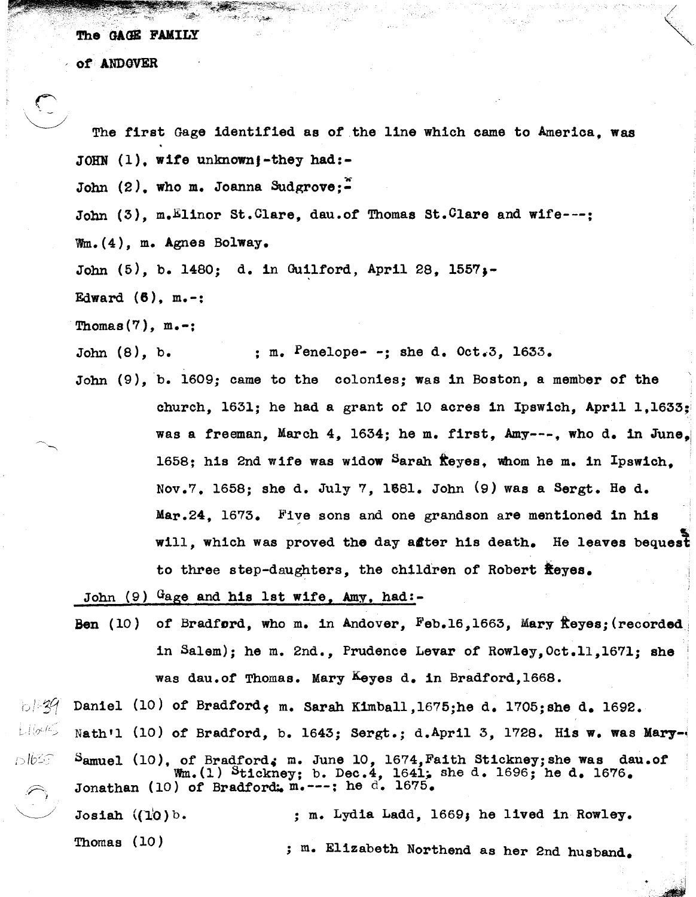# The GAGE FAMILY

## of ANDOVER

The first Gage identified as of the line which came to America, was JOHN (1), wife unknown;-they had:-

John (2), who m. Joanna Sudgrove;*-

John (3), m.Elinor St.Clare, dau.of Thomas St.Clare and wife---;

Wm.(4), m. Agnes Bolway.

John (5), b. 1480; d. in Guilford, April 28, 1557;-

Edward (6), m.-:

Thomas(7), m.-:

John (8), b. ; m. Penelope- -; she d. Oct.3, 1633.

John (9), b. 1609; came to the colonies; was in Boston, a member of the church, 1631; he had a grant of 10 acres in Ipswich, April 1,1633; was a freeman, March 4, 1634; he m. first, Amy---, who d. in June, 1658; his 2nd wife was widow Sarah Keyes, whom he m. in Ipswich, Nov.7. 1658; she d. July 7, 1681. John (9) was a Sergt. He d. Mar.24, 1673. Five sons and one grandson are mentioned in his will, which was proved the day after his death. He leaves bequests to three step-daughters, the children of Robert Keyes.

John (9) Gage and his 1st wife, Amy, had:-

Ben (10) of Bradford, who m. in Andover, Feb.16,1663, Mary Keyes;(recorded in Salem); he m. 2nd., Prudence Levar of Rowley,Oct.11,1671; she was dau.of Thomas. Mary Keyes d. in Bradford,1668.

b1639 Daniel (10) of Bradford, m. Sarah Kimball,1675;he d. 1705;she d. 1692.

b1645 Nath'l (10) of Bradford, b. 1643; Sergt.; d.April 3, 1728. His w. was Mary-

b1655 Samuel (10), of Bradford, m. June 10, 1674,Faith Stickney;she was dau.of Wm.(1) Stickney; b. Dec.4, 1641; she d. 1696; he d. 1676.

Jonathan (10) of Bradford, m.---; he d. 1675.

Josiah (10) b. ; m. Lydia Ladd, 1669; he lived in Rowley.

Thomas (10) ; m. Elizabeth Northend as her 2nd husband.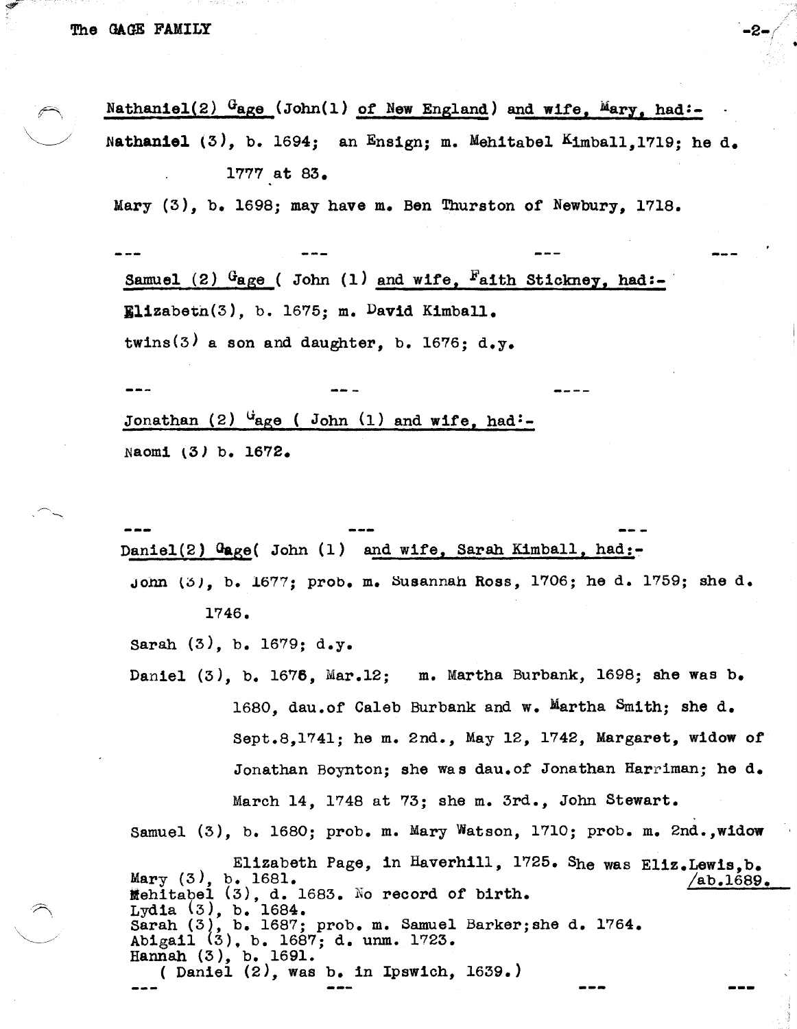Nathaniel(2) Gage (John(1) of New England) and wife, Mary, had:-

Nathaniel (3), b. 1694; an Ensign; m. Mehitabel Kimball,1719; he d. 1777 at 83.

Mary (3), b. 1698; may have m. Ben Thurston of Newbury, 1718.

--- --- --- ---

Samuel (2) Gage ( John (1) and wife, Faith Stickney, had:-

Elizabetn(3), b. 1675; m. David Kimball.

twins(3) a son and daughter, b. 1676; d.y.

--- --- ----

Jonathan (2) Gage ( John (1) and wife, had:-

Naomi (3) b. 1672.

--- --- ---

Daniel(2) Gage( John (1) and wife, Sarah Kimball, had:-

John (3), b. 1677; prob. m. Susannah Ross, 1706; he d. 1759; she d. 1746.

Sarah (3), b. 1679; d.y.

Daniel (3), b. 1676, Mar.12; m. Martha Burbank, 1698; she was b. 1680, dau.of Caleb Burbank and w. Martha Smith; she d. Sept.8,1741; he m. 2nd., May 12, 1742, Margaret, widow of Jonathan Boynton; she was dau.of Jonathan Harriman; he d. March 14, 1748 at 73; she m. 3rd., John Stewart.

Samuel (3), b. 1680; prob. m. Mary Watson, 1710; prob. m. 2nd.,widow Elizabeth Page, in Haverhill, 1725. She was Eliz.Lewis,b. ab.1689.

Mary (3), b. 1681.

Mehitabel (3), d. 1683. No record of birth.

Lydia (3), b. 1684.

Sarah (3), b. 1687; prob. m. Samuel Barker;she d. 1764.

Abigail (3), b. 1687; d. unm. 1723.

Hannah (3), b. 1691.

( Daniel (2), was b. in Ipswich, 1639.)

--- --- --- ---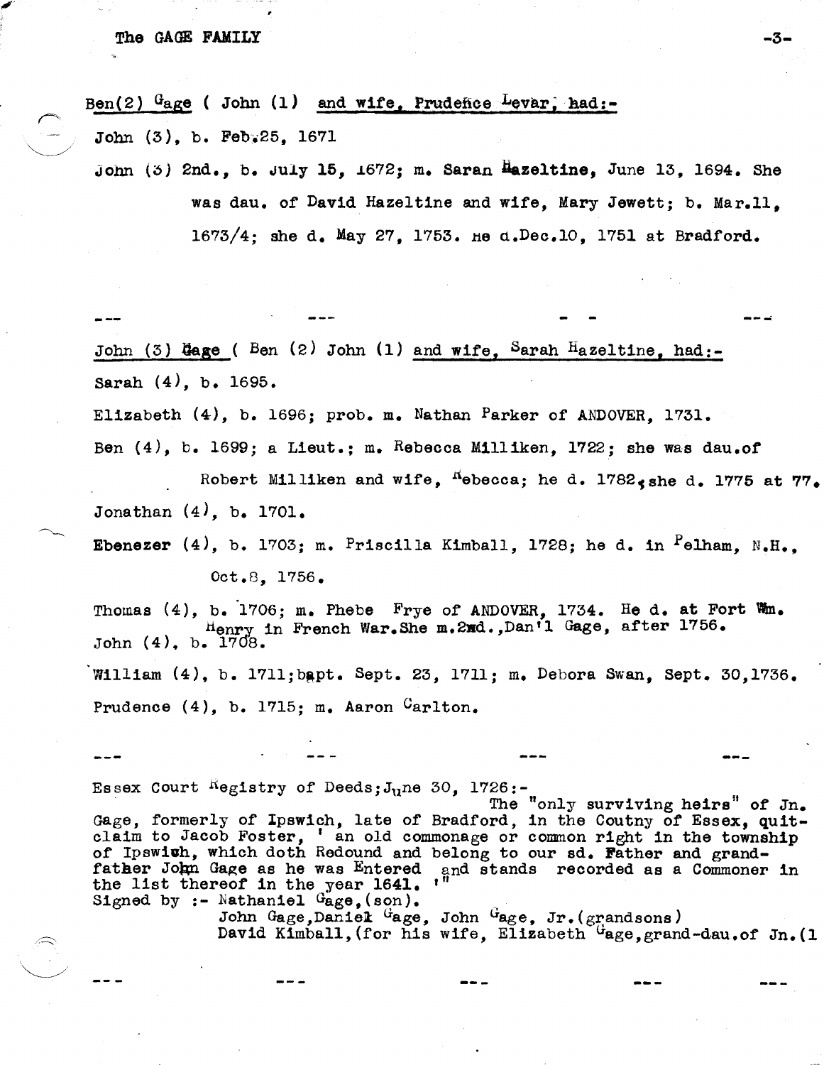<u>Ben(2) Gage ( John (1) and wife, Prudence Levar, had:-</u>

John (3), b. Feb.25, 1671

John (3) 2nd., b. July 15, 1672; m. Sarah Hazeltine, June 13, 1694. She was dau. of David Hazeltine and wife, Mary Jewett; b. Mar.11, 1673/4; she d. May 27, 1753. He d.Dec.10, 1751 at Bradford.

--- --- - - ---

<u>John (3) Gage ( Ben (2) John (1) and wife, Sarah Hazeltine, had:-</u>

Sarah (4), b. 1695.

Elizabeth (4), b. 1696; prob. m. Nathan Parker of ANDOVER, 1731.

Ben (4), b. 1699; a Lieut.; m. Rebecca Milliken, 1722; she was dau.of Robert Milliken and wife, Rebecca; he d. 1782, she d. 1775 at 77.

Jonathan (4), b. 1701.

**Ebenezer** (4), b. 1703; m. Priscilla Kimball, 1728; he d. in Pelham, N.H., Oct.8, 1756.

Thomas (4), b. 1706; m. Phebe Frye of ANDOVER, 1734. He d. at Fort Wm. Henry in French War.She m.2nd.,Dan'l Gage, after 1756.

John (4), b. 1708.

William (4), b. 1711;bapt. Sept. 23, 1711; m. Debora Swan, Sept. 30,1736.

Prudence (4), b. 1715; m. Aaron Carlton.

--- --- --- ---

Essex Court Registry of Deeds;June 30, 1726:-

The "only surviving heirs" of Jn. Gage, formerly of Ipswich, late of Bradford, in the Coutny of Essex, quit-claim to Jacob Foster, ' an old commonage or common right in the township of Ipswich, which doth Redound and belong to our sd. Father and grand-father John Gage as he was Entered and stands recorded as a Commoner in the list thereof in the year 1641. '"

Signed by :- Nathaniel Gage,(son).
John Gage,Daniel Gage, John Gage, Jr.(grandsons)
David Kimball,(for his wife, Elizabeth Gage,grand-dau.of Jn.(1

--- --- --- --- ---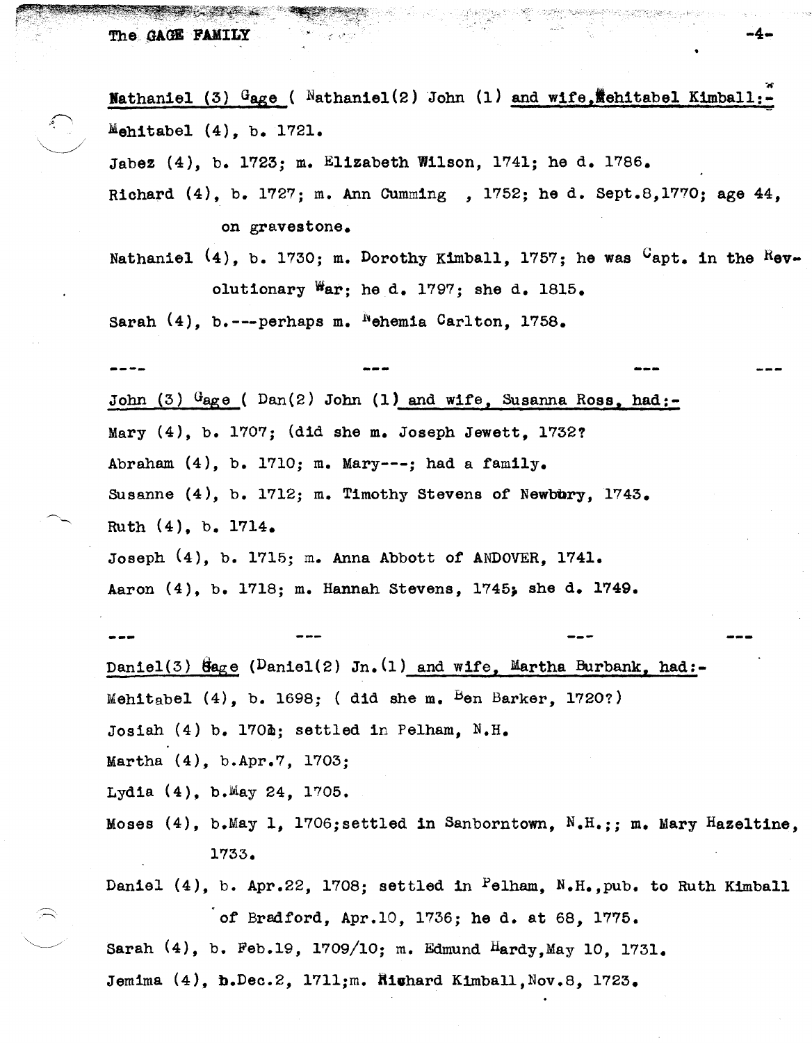Nathaniel (3) Gage ( Nathaniel(2) John (1) and wife, Mehitabel Kimball:-

Mehitabel (4), b. 1721.

Jabez (4), b. 1723; m. Elizabeth Wilson, 1741; he d. 1786.

Richard (4), b. 1727; m. Ann Cumming , 1752; he d. Sept.8,1770; age 44, on gravestone.

Nathaniel (4), b. 1730; m. Dorothy Kimball, 1757; he was Capt. in the Revolutionary War; he d. 1797; she d. 1815.

Sarah (4), b.---perhaps m. Nehemia Carlton, 1758.

---- --- --- ---

John (3) Gage ( Dan(2) John (1) and wife, Susanna Ross, had:-

Mary (4), b. 1707; (did she m. Joseph Jewett, 1732?

Abraham (4), b. 1710; m. Mary---; had a family.

Susanne (4), b. 1712; m. Timothy Stevens of Newbury, 1743.

Ruth (4), b. 1714.

Joseph (4), b. 1715; m. Anna Abbott of ANDOVER, 1741.

Aaron (4), b. 1718; m. Hannah Stevens, 1745; she d. 1749.

--- --- --- ---

Daniel(3) Gage (Daniel(2) Jn.(1) and wife, Martha Burbank, had:-

Mehitabel (4), b. 1698; ( did she m. Ben Barker, 1720?)

Josiah (4) b. 1701; settled in Pelham, N.H.

Martha (4), b.Apr.7, 1703;

Lydia (4), b.May 24, 1705.

Moses (4), b.May 1, 1706;settled in Sanborntown, N.H.;; m. Mary Hazeltine, 1733.

Daniel (4), b. Apr.22, 1708; settled in Pelham, N.H.,pub. to Ruth Kimball of Bradford, Apr.10, 1736; he d. at 68, 1775.

Sarah (4), b. Feb.19, 1709/10; m. Edmund Hardy,May 10, 1731.

Jemima (4), b.Dec.2, 1711;m. Richard Kimball,Nov.8, 1723.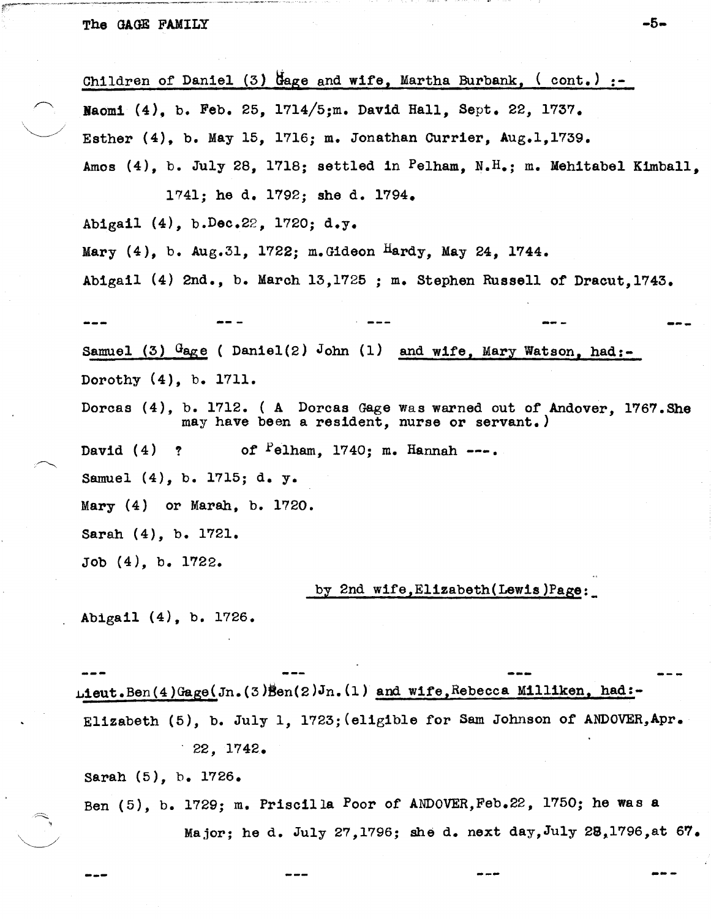<u>Children of Daniel (3) Gage and wife, Martha Burbank, ( cont.) :-</u>

Naomi (4), b. Feb. 25, 1714/5;m. David Hall, Sept. 22, 1737.

Esther (4), b. May 15, 1716; m. Jonathan Currier, Aug.1,1739.

Amos (4), b. July 28, 1718; settled in Pelham, N.H.; m. Mehitabel Kimball, 1741; he d. 1792; she d. 1794.

Abigail (4), b.Dec.22, 1720; d.y.

Mary (4), b. Aug.31, 1722; m.Gideon Hardy, May 24, 1744.

Abigail (4) 2nd., b. March 13,1725 ; m. Stephen Russell of Dracut,1743.

--- --- --- --- ---

<u>Samuel (3) Gage</u> ( Daniel(2) John (1) <u>and wife, Mary Watson, had:-</u>

Dorothy (4), b. 1711.

Dorcas (4), b. 1712. ( A Dorcas Gage was warned out of Andover, 1767.She may have been a resident, nurse or servant.)

David (4) ? of Pelham, 1740; m. Hannah ---.

Samuel (4), b. 1715; d. y.

Mary (4) or Marah, b. 1720.

Sarah (4), b. 1721.

Job (4), b. 1722.

<u>by 2nd wife,Elizabeth(Lewis)Page:</u>

Abigail (4), b. 1726.

--- --- --- ---

Lieut.Ben(4)Gage(Jn.(3)Ben(2)Jn.(1) <u>and wife,Rebecca Milliken, had:-</u>

Elizabeth (5), b. July 1, 1723;(eligible for Sam Johnson of ANDOVER,Apr. 22, 1742.

Sarah (5), b. 1726.

Ben (5), b. 1729; m. Priscilla Poor of ANDOVER,Feb.22, 1750; he was a Major; he d. July 27,1796; she d. next day,July 28,1796,at 67.

--- --- --- ---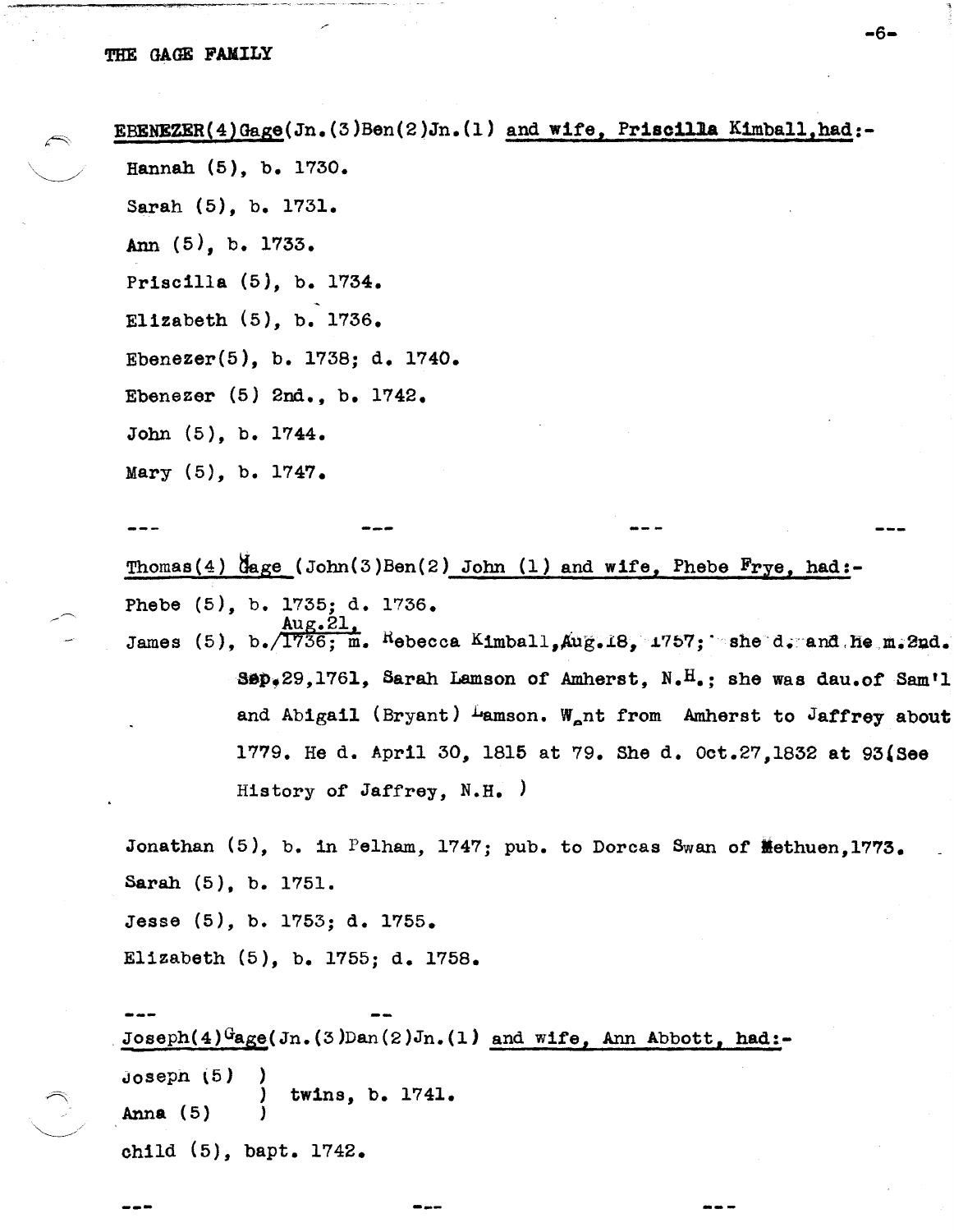EBENEZER(4)Gage(Jn.(3)Ben(2)Jn.(1) and wife, Priscilla Kimball,had:-

Hannah (5), b. 1730.

Sarah (5), b. 1731.

Ann (5), b. 1733.

Priscilla (5), b. 1734.

Elizabeth (5), b. 1736.

Ebenezer(5), b. 1738; d. 1740.

Ebenezer (5) 2nd., b. 1742.

John (5), b. 1744.

Mary (5), b. 1747.

--- --- --- ---

Thomas(4) Gage (John(3)Ben(2) John (1) and wife, Phebe Frye, had:-

Phebe (5), b. 1735; d. 1736.

James (5), b. Aug.21, 1736; m. Rebecca Kimball,Aug.18, 1757; she d. and he m.2nd. Sep.29,1761, Sarah Lamson of Amherst, N.H.; she was dau.of Sam'l and Abigail (Bryant) Lamson. Went from Amherst to Jaffrey about 1779. He d. April 30, 1815 at 79. She d. Oct.27,1832 at 93(See History of Jaffrey, N.H. )

Jonathan (5), b. in Pelham, 1747; pub. to Dorcas Swan of Methuen,1773.

Sarah (5), b. 1751.

Jesse (5), b. 1753; d. 1755.

Elizabeth (5), b. 1755; d. 1758.

--- ---

Joseph(4)Gage(Jn.(3)Dan(2)Jn.(1) and wife, Ann Abbott, had:-

Joseph (5) ) twins, b. 1741.
Anna (5) )

child (5), bapt. 1742.

--- --- ---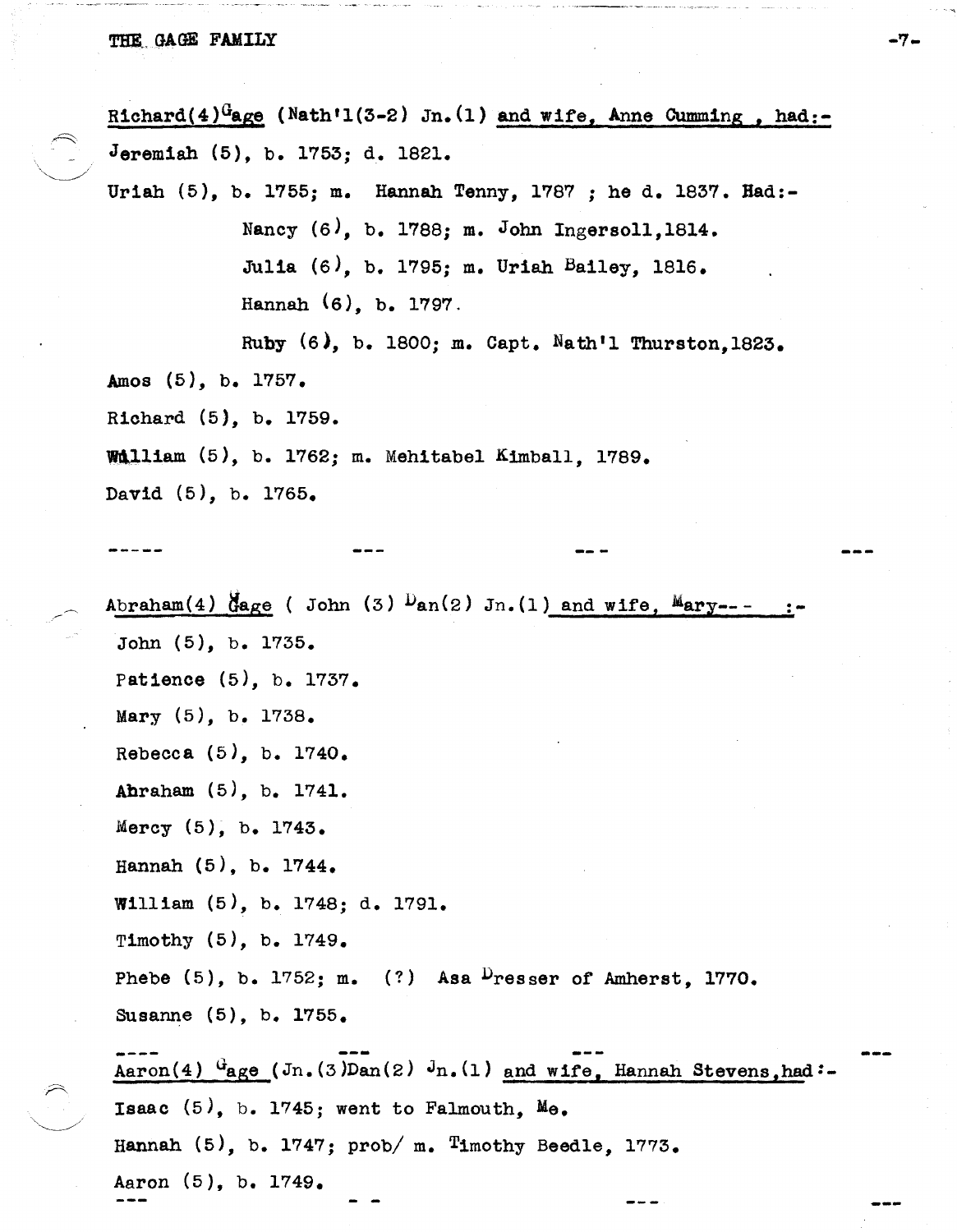<u>Richard(4) Gage</u> (Nath'l(3-2) Jn.(1) <u>and wife, Anne Cumming , had:-</u>

Jeremiah (5), b. 1753; d. 1821.

Uriah (5), b. 1755; m. Hannah Tenny, 1787 ; he d. 1837. Had:-

- Nancy (6), b. 1788; m. John Ingersoll,1814.
- Julia (6), b. 1795; m. Uriah Bailey, 1816.
- Hannah (6), b. 1797.
- Ruby (6), b. 1800; m. Capt. Nath'l Thurston,1823.

Amos (5), b. 1757.

Richard (5), b. 1759.

William (5), b. 1762; m. Mehitabel Kimball, 1789.

David (5), b. 1765.

----- --- --- ---

<u>Abraham(4) Gage</u> ( John (3) Dan(2) Jn.(1) <u>and wife, Mary---</u> :-

John (5), b. 1735.

Patience (5), b. 1737.

Mary (5), b. 1738.

Rebecca (5), b. 1740.

Abraham (5), b. 1741.

Mercy (5), b. 1743.

Hannah (5), b. 1744.

William (5), b. 1748; d. 1791.

Timothy (5), b. 1749.

Phebe (5), b. 1752; m. (?) Asa Dresser of Amherst, 1770.

Susanne (5), b. 1755.

---- --- --- ---

<u>Aaron(4) Gage</u> (Jn.(3)Dan(2) Jn.(1) <u>and wife, Hannah Stevens,had</u>:-

Isaac (5), b. 1745; went to Falmouth, Me.

Hannah (5), b. 1747; prob/ m. Timothy Beedle, 1773.

Aaron (5), b. 1749.

--- - - --- ---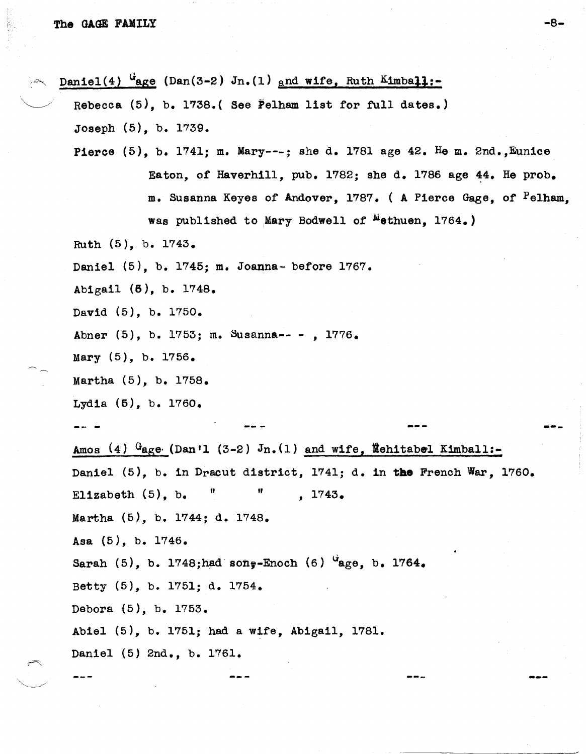Daniel(4) Gage (Dan(3-2) Jn.(1) and wife, Ruth Kimball:-

Rebecca (5), b. 1738.( See Pelham list for full dates.)

Joseph (5), b. 1739.

Pierce (5), b. 1741; m. Mary---; she d. 1781 age 42. He m. 2nd.,Eunice Eaton, of Haverhill, pub. 1782; she d. 1786 age 44. He prob. m. Susanna Keyes of Andover, 1787. ( A Pierce Gage, of Pelham, was published to Mary Bodwell of Methuen, 1764.)

Ruth (5), b. 1743.

Daniel (5), b. 1745; m. Joanna- before 1767.

Abigail (5), b. 1748.

David (5), b. 1750.

Abner (5), b. 1753; m. Susanna-- - , 1776.

Mary (5), b. 1756.

Martha (5), b. 1758.

Lydia (5), b. 1760.

-- - --- --- ---

Amos (4) Gage (Dan'l (3-2) Jn.(1) and wife, Mehitabel Kimball:-

Daniel (5), b. in Dracut district, 1741; d. in the French War, 1760.

Elizabeth (5), b. " " , 1743.

Martha (5), b. 1744; d. 1748.

Asa (5), b. 1746.

Sarah (5), b. 1748;had son-Enoch (6) Gage, b. 1764.

Betty (5), b. 1751; d. 1754.

Debora (5), b. 1753.

Abiel (5), b. 1751; had a wife, Abigail, 1781.

Daniel (5) 2nd., b. 1761.

--- --- --- ---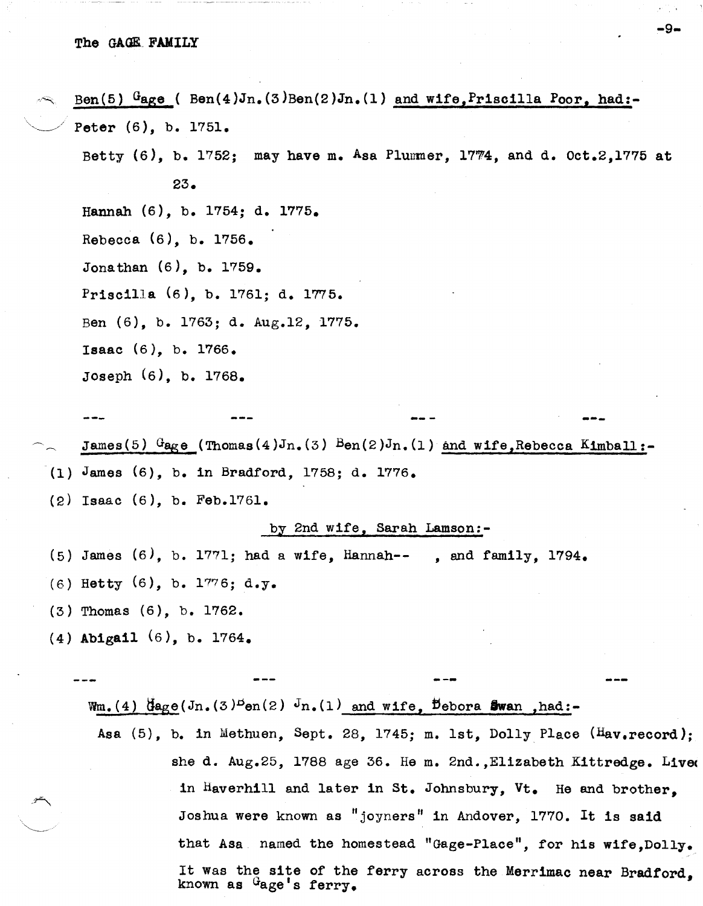Ben(5) Gage ( Ben(4)Jn.(3)Ben(2)Jn.(1) and wife,Priscilla Poor, had:-

Peter (6), b. 1751.

Betty (6), b. 1752; may have m. Asa Plummer, 1774, and d. Oct.2,1775 at 23.

Hannah (6), b. 1754; d. 1775.

Rebecca (6), b. 1756.

Jonathan (6), b. 1759.

Priscilla (6), b. 1761; d. 1775.

Ben (6), b. 1763; d. Aug.12, 1775.

Isaac (6), b. 1766.

Joseph (6), b. 1768.

--- --- --- ---

James(5) Gage (Thomas(4)Jn.(3) Ben(2)Jn.(1) and wife,Rebecca Kimball:-

(1) James (6), b. in Bradford, 1758; d. 1776.

(2) Isaac (6), b. Feb.1761.

by 2nd wife, Sarah Lamson:-

(5) James (6), b. 1771; had a wife, Hannah-- , and family, 1794.

(6) Hetty (6), b. 1776; d.y.

(3) Thomas (6), b. 1762.

(4) Abigail (6), b. 1764.

--- --- --- ---

Wm.(4) Gage(Jn.(3)Ben(2) Jn.(1) and wife, Debora Swan ,had:-

Asa (5), b. in Methuen, Sept. 28, 1745; m. 1st, Dolly Place (Hav.record); she d. Aug.25, 1788 age 36. He m. 2nd.,Elizabeth Kittredge. Lived in Haverhill and later in St. Johnsbury, Vt. He and brother, Joshua were known as "joyners" in Andover, 1770. It is said that Asa named the homestead "Gage-Place", for his wife,Dolly. It was the site of the ferry across the Merrimac near Bradford, known as Gage's ferry.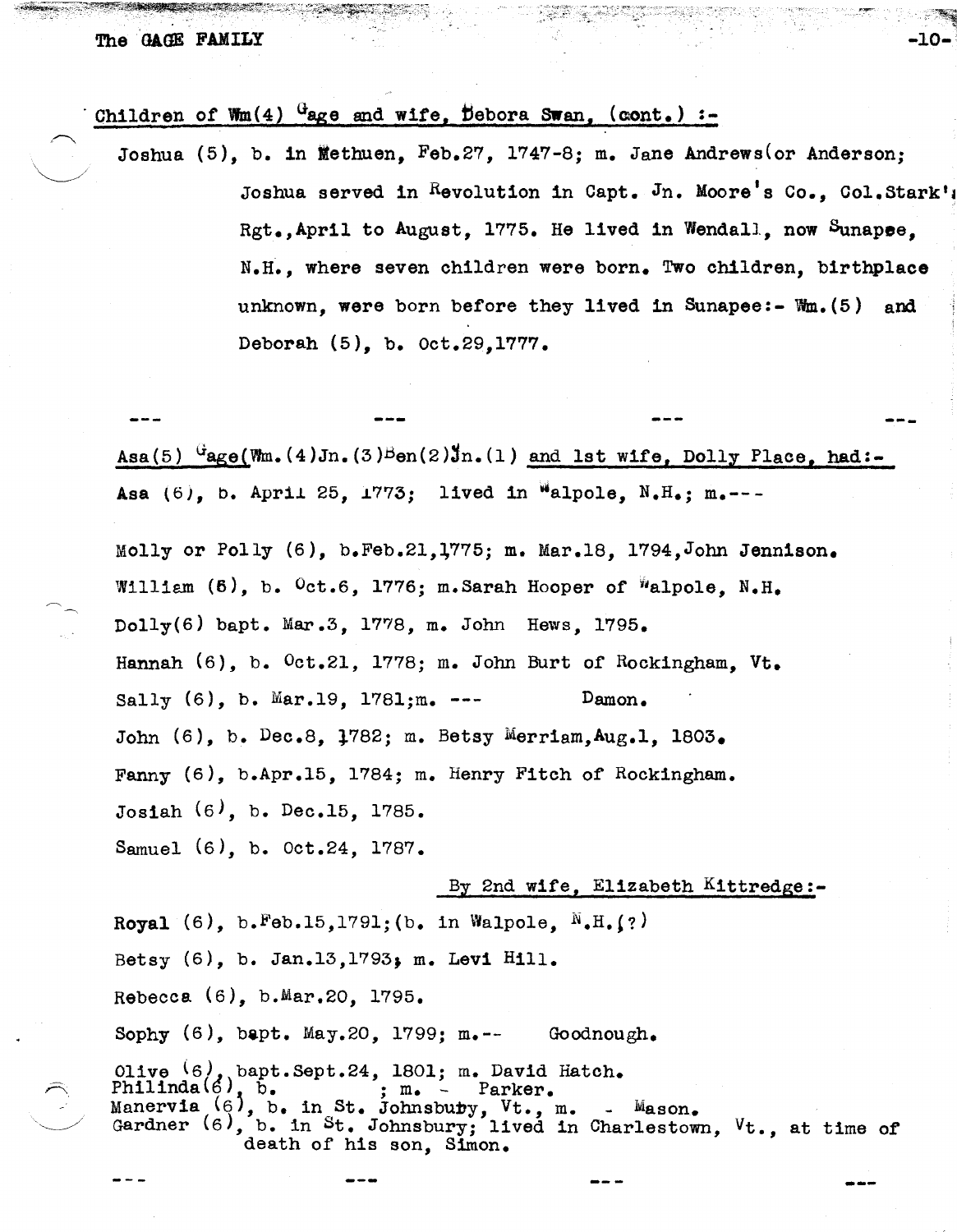Children of Wm(4) Gage and wife, Debora Swan, (cont.) :-

Joshua (5), b. in Methuen, Feb.27, 1747-8; m. Jane Andrews(or Anderson; Joshua served in Revolution in Capt. Jn. Moore's Co., Col.Stark's Rgt.,April to August, 1775. He lived in Wendall, now Sunapee, N.H., where seven children were born. Two children, birthplace unknown, were born before they lived in Sunapee:- Wm.(5) and Deborah (5), b. Oct.29,1777.

--- --- --- ---

Asa(5) Gage(Wm.(4)Jn.(3)Ben(2)Jn.(1) and 1st wife, Dolly Place, had:-

Asa (6), b. April 25, 1773; lived in Walpole, N.H.; m.---

Molly or Polly (6), b.Feb.21,1775; m. Mar.18, 1794,John Jennison.

William (6), b. Oct.6, 1776; m.Sarah Hooper of Walpole, N.H.

Dolly(6) bapt. Mar.3, 1778, m. John Hews, 1795.

Hannah (6), b. Oct.21, 1778; m. John Burt of Rockingham, Vt.

Sally (6), b. Mar.19, 1781;m. --- Damon.

John (6), b. Dec.8, 1782; m. Betsy Merriam,Aug.1, 1803.

Fanny (6), b.Apr.15, 1784; m. Henry Fitch of Rockingham.

Josiah (6), b. Dec.15, 1785.

Samuel (6), b. Oct.24, 1787.

By 2nd wife, Elizabeth Kittredge:-

Royal (6), b.Feb.15,1791;(b. in Walpole, N.H.(?)

Betsy (6), b. Jan.13,1793; m. Levi Hill.

Rebecca (6), b.Mar.20, 1795.

Sophy (6), bapt. May.20, 1799; m.-- Goodnough.

Olive (6), bapt.Sept.24, 1801; m. David Hatch.
Philinda(6), b. ; m. - Parker.
Manervia (6), b. in St. Johnsbury, Vt., m. - Mason.
Gardner (6), b. in St. Johnsbury; lived in Charlestown, Vt., at time of death of his son, Simon.

--- --- --- ---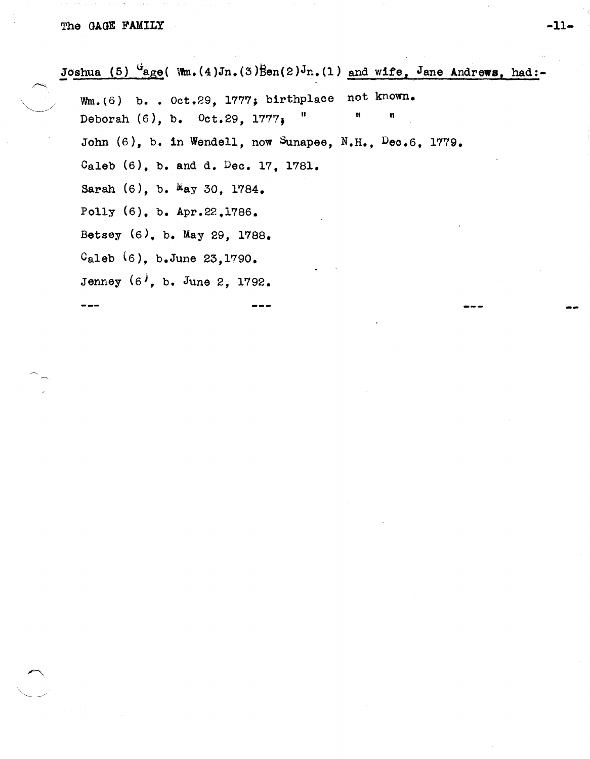<u>Joshua (5) Gage( Wm.(4)Jn.(3)Ben(2)Jn.(1) and wife, Jane Andrews, had:-</u>

Wm.(6) b. . Oct.29, 1777; birthplace not known.
Deborah (6), b. Oct.29, 1777; " " "
John (6), b. in Wendell, now Sunapee, N.H., Dec.6, 1779.
Caleb (6), b. and d. Dec. 17, 1781.
Sarah (6), b. May 30, 1784.
Polly (6), b. Apr.22,1786.
Betsey (6), b. May 29, 1788.
Caleb (6), b.June 23,1790.
Jenney (6), b. June 2, 1792.

--- --- --- --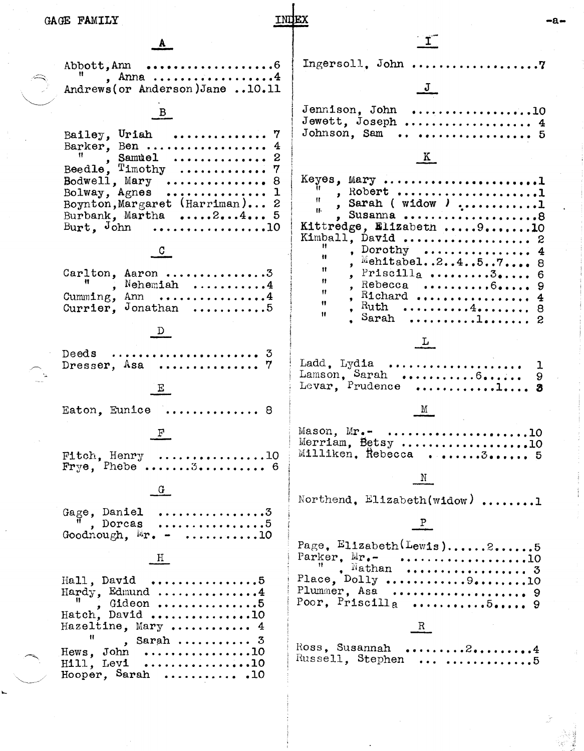# INDEX

## A

Abbott, Ann ....................6
" , Anna ....................4
Andrews (or Anderson) Jane ..10.11

## B

Bailey, Uriah .............. 7
Barker, Ben .............. 4
" , Samuel .............. 2
Beedle, Timothy .............. 7
Bodwell, Mary .............. 8
Bolway, Agnes .............. 1
Boynton, Margaret (Harriman)... 2
Burbank, Martha .....2...4... 5
Burt, John ................10

## C

Carlton, Aaron ..............3
" , Nehemiah ..........4
Cumming, Ann ..............4
Currier, Jonathan ..........5

## D

Deeds ...................... 3
Dresser, Asa .............. 7

## E

Eaton, Eunice .............. 8

## F

Fitch, Henry ................10
Frye, Phebe .......3.......... 6

## G

Gage, Daniel ................3
" , Dorcas ................5
Goodnough, Mr. - ..........10

## H

Hall, David ................5
Hardy, Edmund ..............4
" , Gideon ..............5
Hatch, David ..............10
Hazeltine, Mary ........... 4
" , Sarah ........... 3
Hews, John ................10
Hill, Levi ................10
Hooper, Sarah ........... .10

## I

Ingersoll, John ..................7

## J

Jennison, John ..................10
Jewett, Joseph .................. 4
Johnson, Sam .. ................ 5

## K

Keyes, Mary .......................1
" , Robert .......................1
" , Sarah ( widow ) ...........1
" , Susanna .......................8
Kittredge, Elizabeth .....9.......10
Kimball, David .................. 2
" , Dorothy ................ 4
" , Mehitabel..2..4..5..7.... 8
" , Priscilla .........3..... 6
" , Rebecca ..........6..... 9
" , Richard ................ 4
" , Ruth ..........4........ 8
" , Sarah ..........1....... 2

## L

Ladd, Lydia .................... 1
Lamson, Sarah ...........6...... 9
Levar, Prudence ............1.... 3

## M

Mason, Mr.- .....................10
Merriam, Betsy ...................10
Milliken, Rebecca . ......3...... 5

## N

Northend, Elizabeth(widow) ........1

## P

Page, Elizabeth(Lewis)......2......5
Parker, Mr.- ....................10
" , Nathan .................. 3
Place, Dolly ............9.......10
Plummer, Asa ..................... 9
Poor, Priscilla ...........5..... 9

## R

Ross, Susannah .........2.........4
Russell, Stephen .. .............5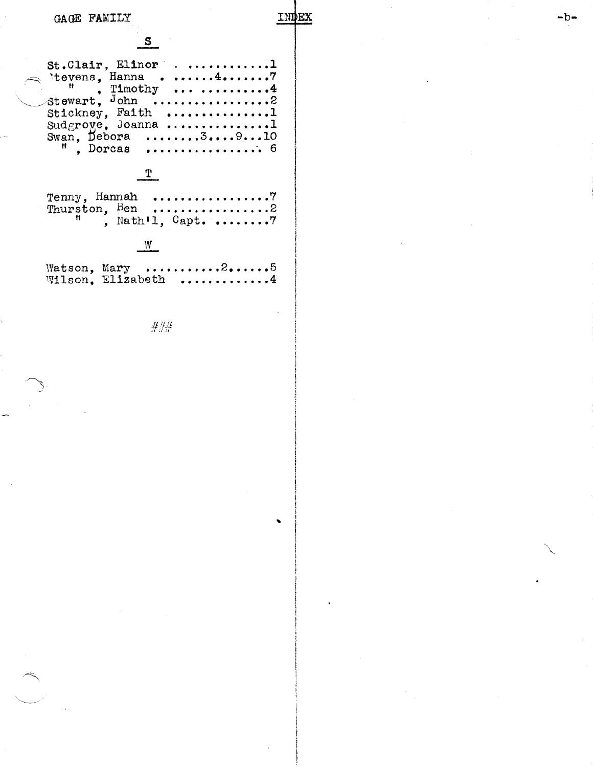## INDEX

### S

St.Clair, Elinor . ...........1
Stevens, Hanna . .....4.......7
" , Timothy ... ..........4
Stewart, John ................2
Stickney, Faith ..............1
Sudgrove, Joanna .............1
Swan, Debora .......3....9...10
" , Dorcas ................ 6

### T

Tenny, Hannah ................7
Thurston, Ben ................2
" , Nath'l, Capt. ........7

### W

Watson, Mary ..........2.....5
Wilson, Elizabeth ............4

###